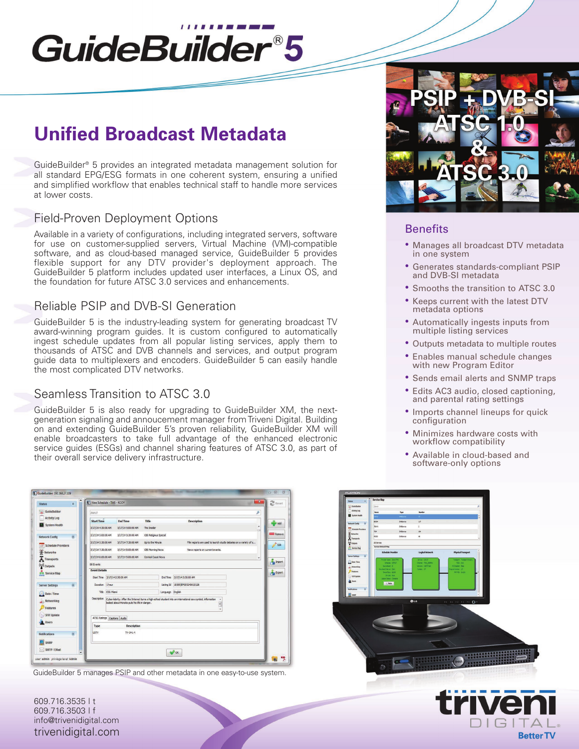# GuideBuilder® 5

PSIP + DVB-SI
ATSC 1.0
&
ATSC 3.0

## Unified Broadcast Metadata

GuideBuilder® 5 provides an integrated metadata management solution for all standard EPG/ESG formats in one coherent system, ensuring a unified and simplified workflow that enables technical staff to handle more services at lower costs.

### Field-Proven Deployment Options

Available in a variety of configurations, including integrated servers, software for use on customer-supplied servers, Virtual Machine (VM)-compatible software, and as cloud-based managed service, GuideBuilder 5 provides flexible support for any DTV provider's deployment approach. The GuideBuilder 5 platform includes updated user interfaces, a Linux OS, and the foundation for future ATSC 3.0 services and enhancements.

### Reliable PSIP and DVB-SI Generation

GuideBuilder 5 is the industry-leading system for generating broadcast TV award-winning program guides. It is custom configured to automatically ingest schedule updates from all popular listing services, apply them to thousands of ATSC and DVB channels and services, and output program guide data to multiplexers and encoders. GuideBuilder 5 can easily handle the most complicated DTV networks.

### Seamless Transition to ATSC 3.0

GuideBuilder 5 is also ready for upgrading to GuideBuilder XM, the next-generation signaling and annoucement manager from Triveni Digital. Building on and extending GuideBuilder 5's proven reliability, GuideBuilder XM will enable broadcasters to take full advantage of the enhanced electronic service guides (ESGs) and channel sharing features of ATSC 3.0, as part of their overall service delivery infrastructure.

### Benefits

- Manages all broadcast DTV metadata in one system
- Generates standards-compliant PSIP and DVB-SI metadata
- Smooths the transition to ATSC 3.0
- Keeps current with the latest DTV metadata options
- Automatically ingests inputs from multiple listing services
- Outputs metadata to multiple routes
- Enables manual schedule changes with new Program Editor
- Sends email alerts and SNMP traps
- Edits AC3 audio, closed captioning, and parental rating settings
- Imports channel lineups for quick configuration
- Minimizes hardware costs with workflow compatibility
- Available in cloud-based and software-only options

GuideBuilder 5 manages PSIP and other metadata in one easy-to-use system.

609.716.3535 | t
609.716.3503 | f
info@trivenidigital.com
trivenidigital.com

triveni DIGITAL® Better TV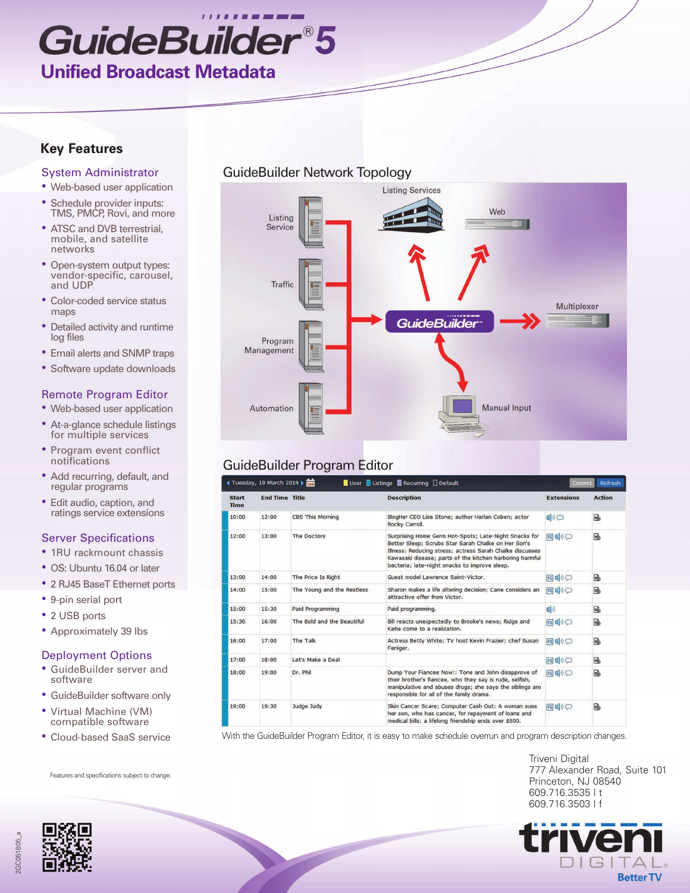# GuideBuilder® 5

## Unified Broadcast Metadata

## Key Features

### System Administrator

- Web-based user application
- Schedule provider inputs: TMS, PMCP, Rovi, and more
- ATSC and DVB terrestrial, mobile, and satellite networks
- Open-system output types: vendor-specific, carousel, and UDP
- Color-coded service status maps
- Detailed activity and runtime log files
- Email alerts and SNMP traps
- Software update downloads

### Remote Program Editor

- Web-based user application
- At-a-glance schedule listings for multiple services
- Program event conflict notifications
- Add recurring, default, and regular programs
- Edit audio, caption, and ratings service extensions

### Server Specifications

- 1RU rackmount chassis
- OS: Ubuntu 16.04 or later
- 2 RJ45 BaseT Ethernet ports
- 9-pin serial port
- 2 USB ports
- Approximately 39 lbs

### Deployment Options

- GuideBuilder server and software
- GuideBuilder software only
- Virtual Machine (VM) compatible software
- Cloud-based SaaS service

Features and specifications subject to change.

## GuideBuilder Network Topology

Listing Services
Listing Service
Web
Traffic
GuideBuilder
Multiplexer
Program Management
Manual Input
Automation

## GuideBuilder Program Editor

Tuesday, 18 March 2014 | User | Listings | Recurring | Default | Commit | Refresh

| Start Time | End Time | Title | Description | Extensions | Action |
|---|---|---|---|---|---|
| 10:00 | 12:00 | CBS This Morning | BlogHer CEO Lisa Stone; author Harlan Coben; actor Rocky Carroll. | | |
| 12:00 | 13:00 | The Doctors | Surprising Home Germ Hot-Spots; Late-Night Snacks for Better Sleep; Scrubs Star Sarah Chalke on Her Son's Illness: Reducing stress; actress Sarah Chalke discusses Kawasaki disease; parts of the kitchen harboring harmful bacteria; late-night snacks to improve sleep. | | |
| 13:00 | 14:00 | The Price Is Right | Guest model Lawrence Saint-Victor. | | |
| 14:00 | 15:00 | The Young and the Restless | Sharon makes a life altering decision; Cane considers an attractive offer from Victor. | | |
| 15:00 | 15:30 | Paid Programming | Paid programming. | | |
| 15:30 | 16:00 | The Bold and the Beautiful | Bill reacts unexpectedly to Brooke's news; Ridge and Katie come to a realization. | | |
| 16:00 | 17:00 | The Talk | Actress Betty White; TV host Kevin Frazier; chef Susan Feniger. | | |
| 17:00 | 18:00 | Let's Make a Deal | | | |
| 18:00 | 19:00 | Dr. Phil | Dump Your Fiancee Now!: Tone and John disapprove of their brother's fiancee, who they say is rude, selfish, manipulative and abuses drugs; she says the siblings are responsible for all of the family drama. | | |
| 19:00 | 19:30 | Judge Judy | Skin Cancer Scare; Computer Cash Out: A woman sues her son, who has cancer, for repayment of loans and medical bills; a lifelong friendship ends over $500. | | |

With the GuideBuilder Program Editor, it is easy to make schedule overrun and program description changes.

Triveni Digital
777 Alexander Road, Suite 101
Princeton, NJ 08540
609.716.3535 I t
609.716.3503 I f

triveni DIGITAL
Better TV

2GC051805_a